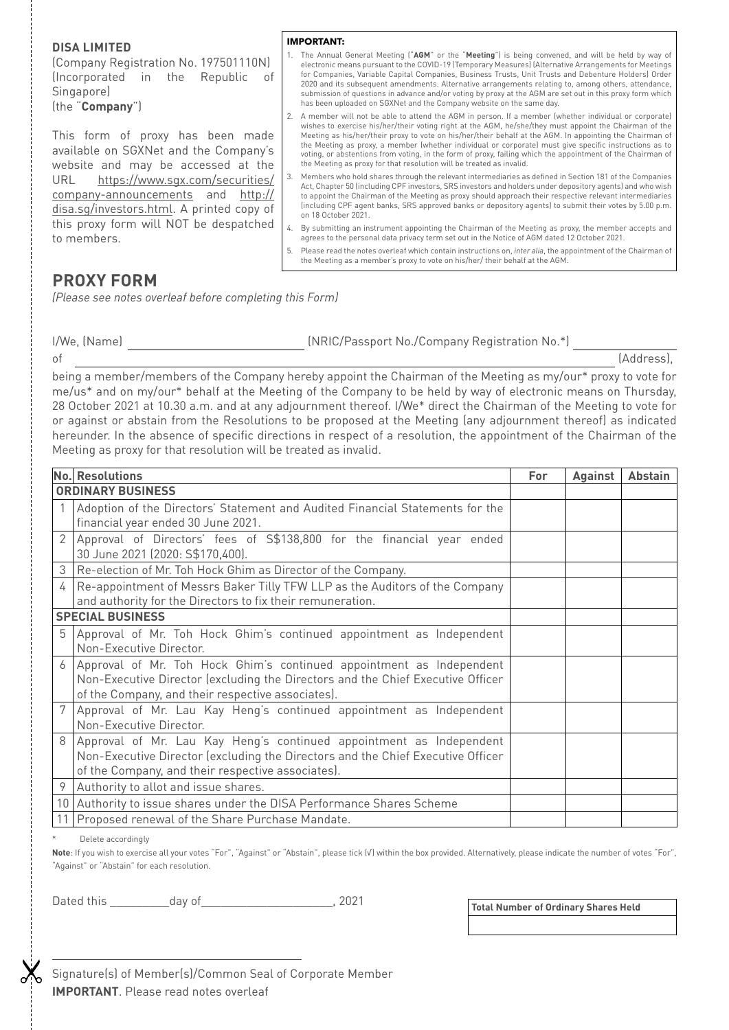**DISA LIMITED**
(Company Registration No. 197501110N)
(Incorporated in the Republic of Singapore)
(the "**Company**")

This form of proxy has been made available on SGXNet and the Company's website and may be accessed at the URL https://www.sgx.com/securities/company-announcements and http://disa.sg/investors.html. A printed copy of this proxy form will NOT be despatched to members.

**IMPORTANT:**

1. The Annual General Meeting ("**AGM**" or the "**Meeting**") is being convened, and will be held by way of electronic means pursuant to the COVID-19 (Temporary Measures) (Alternative Arrangements for Meetings for Companies, Variable Capital Companies, Business Trusts, Unit Trusts and Debenture Holders) Order 2020 and its subsequent amendments. Alternative arrangements relating to, among others, attendance, submission of questions in advance and/or voting by proxy at the AGM are set out in this proxy form which has been uploaded on SGXNet and the Company website on the same day.
2. A member will not be able to attend the AGM in person. If a member (whether individual or corporate) wishes to exercise his/her/their voting right at the AGM, he/she/they must appoint the Chairman of the Meeting as his/her/their proxy to vote on his/her/their behalf at the AGM. In appointing the Chairman of the Meeting as proxy, a member (whether individual or corporate) must give specific instructions as to voting, or abstentions from voting, in the form of proxy, failing which the appointment of the Chairman of the Meeting as proxy for that resolution will be treated as invalid.
3. Members who hold shares through the relevant intermediaries as defined in Section 181 of the Companies Act, Chapter 50 (including CPF investors, SRS investors and holders under depository agents) and who wish to appoint the Chairman of the Meeting as proxy should approach their respective relevant intermediaries (including CPF agent banks, SRS approved banks or depository agents) to submit their votes by 5.00 p.m. on 18 October 2021.
4. By submitting an instrument appointing the Chairman of the Meeting as proxy, the member accepts and agrees to the personal data privacy term set out in the Notice of AGM dated 12 October 2021.
5. Please read the notes overleaf which contain instructions on, *inter alia*, the appointment of the Chairman of the Meeting as a member's proxy to vote on his/her/ their behalf at the AGM.

# PROXY FORM

*(Please see notes overleaf before completing this Form)*

I/We, (Name) ____________________ (NRIC/Passport No./Company Registration No.*) ____________________

of ________________________________________________ (Address),

being a member/members of the Company hereby appoint the Chairman of the Meeting as my/our* proxy to vote for me/us* and on my/our* behalf at the Meeting of the Company to be held by way of electronic means on Thursday, 28 October 2021 at 10.30 a.m. and at any adjournment thereof. I/We* direct the Chairman of the Meeting to vote for or against or abstain from the Resolutions to be proposed at the Meeting (any adjournment thereof) as indicated hereunder. In the absence of specific directions in respect of a resolution, the appointment of the Chairman of the Meeting as proxy for that resolution will be treated as invalid.

| No. | Resolutions | For | Against | Abstain |
|---|---|---|---|---|
| **ORDINARY BUSINESS** | | | | |
| 1 | Adoption of the Directors' Statement and Audited Financial Statements for the financial year ended 30 June 2021. | | | |
| 2 | Approval of Directors' fees of S$138,800 for the financial year ended 30 June 2021 (2020: S$170,400). | | | |
| 3 | Re-election of Mr. Toh Hock Ghim as Director of the Company. | | | |
| 4 | Re-appointment of Messrs Baker Tilly TFW LLP as the Auditors of the Company and authority for the Directors to fix their remuneration. | | | |
| **SPECIAL BUSINESS** | | | | |
| 5 | Approval of Mr. Toh Hock Ghim's continued appointment as Independent Non-Executive Director. | | | |
| 6 | Approval of Mr. Toh Hock Ghim's continued appointment as Independent Non-Executive Director (excluding the Directors and the Chief Executive Officer of the Company, and their respective associates). | | | |
| 7 | Approval of Mr. Lau Kay Heng's continued appointment as Independent Non-Executive Director. | | | |
| 8 | Approval of Mr. Lau Kay Heng's continued appointment as Independent Non-Executive Director (excluding the Directors and the Chief Executive Officer of the Company, and their respective associates). | | | |
| 9 | Authority to allot and issue shares. | | | |
| 10 | Authority to issue shares under the DISA Performance Shares Scheme | | | |
| 11 | Proposed renewal of the Share Purchase Mandate. | | | |

\* Delete accordingly

**Note**: If you wish to exercise all your votes "For", "Against" or "Abstain", please tick (√) within the box provided. Alternatively, please indicate the number of votes "For", "Against" or "Abstain" for each resolution.

Dated this __________day of______________________, 2021

| Total Number of Ordinary Shares Held |
|---|
| |

________________________________________
Signature(s) of Member(s)/Common Seal of Corporate Member

**IMPORTANT**. Please read notes overleaf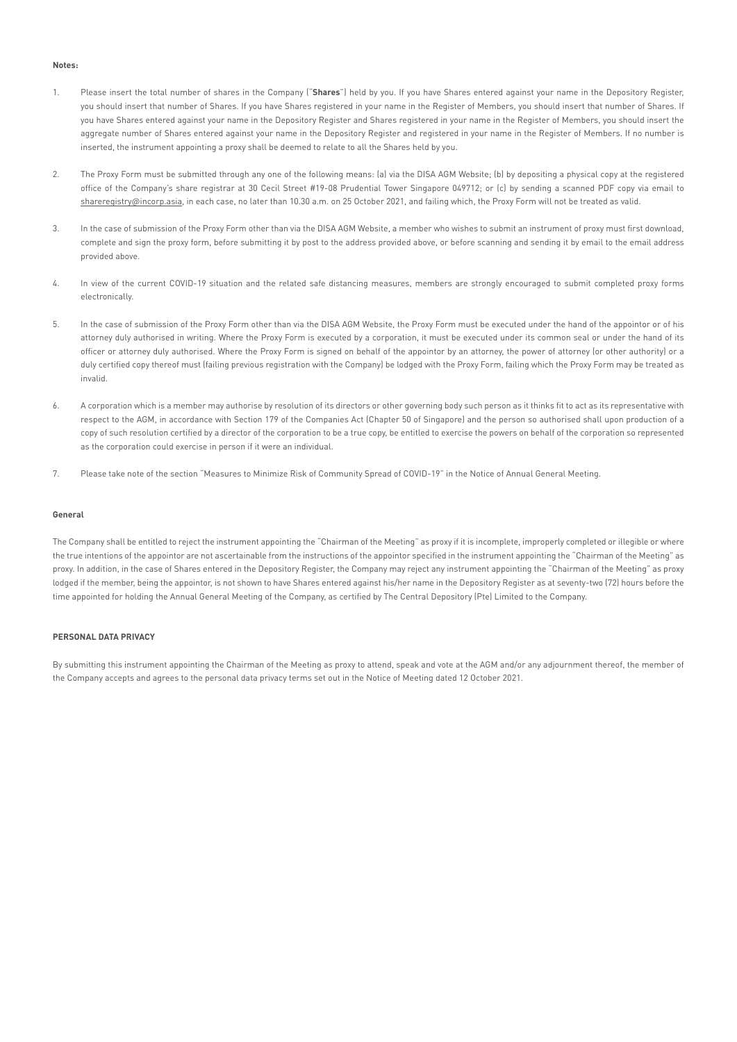**Notes:**

1. Please insert the total number of shares in the Company ("**Shares**") held by you. If you have Shares entered against your name in the Depository Register, you should insert that number of Shares. If you have Shares registered in your name in the Register of Members, you should insert that number of Shares. If you have Shares entered against your name in the Depository Register and Shares registered in your name in the Register of Members, you should insert the aggregate number of Shares entered against your name in the Depository Register and registered in your name in the Register of Members. If no number is inserted, the instrument appointing a proxy shall be deemed to relate to all the Shares held by you.

2. The Proxy Form must be submitted through any one of the following means: (a) via the DISA AGM Website; (b) by depositing a physical copy at the registered office of the Company's share registrar at 30 Cecil Street #19-08 Prudential Tower Singapore 049712; or (c) by sending a scanned PDF copy via email to shareregistry@incorp.asia, in each case, no later than 10.30 a.m. on 25 October 2021, and failing which, the Proxy Form will not be treated as valid.

3. In the case of submission of the Proxy Form other than via the DISA AGM Website, a member who wishes to submit an instrument of proxy must first download, complete and sign the proxy form, before submitting it by post to the address provided above, or before scanning and sending it by email to the email address provided above.

4. In view of the current COVID-19 situation and the related safe distancing measures, members are strongly encouraged to submit completed proxy forms electronically.

5. In the case of submission of the Proxy Form other than via the DISA AGM Website, the Proxy Form must be executed under the hand of the appointor or of his attorney duly authorised in writing. Where the Proxy Form is executed by a corporation, it must be executed under its common seal or under the hand of its officer or attorney duly authorised. Where the Proxy Form is signed on behalf of the appointor by an attorney, the power of attorney (or other authority) or a duly certified copy thereof must (failing previous registration with the Company) be lodged with the Proxy Form, failing which the Proxy Form may be treated as invalid.

6. A corporation which is a member may authorise by resolution of its directors or other governing body such person as it thinks fit to act as its representative with respect to the AGM, in accordance with Section 179 of the Companies Act (Chapter 50 of Singapore) and the person so authorised shall upon production of a copy of such resolution certified by a director of the corporation to be a true copy, be entitled to exercise the powers on behalf of the corporation so represented as the corporation could exercise in person if it were an individual.

7. Please take note of the section "Measures to Minimize Risk of Community Spread of COVID-19" in the Notice of Annual General Meeting.

**General**

The Company shall be entitled to reject the instrument appointing the "Chairman of the Meeting" as proxy if it is incomplete, improperly completed or illegible or where the true intentions of the appointor are not ascertainable from the instructions of the appointor specified in the instrument appointing the "Chairman of the Meeting" as proxy. In addition, in the case of Shares entered in the Depository Register, the Company may reject any instrument appointing the "Chairman of the Meeting" as proxy lodged if the member, being the appointor, is not shown to have Shares entered against his/her name in the Depository Register as at seventy-two (72) hours before the time appointed for holding the Annual General Meeting of the Company, as certified by The Central Depository (Pte) Limited to the Company.

**PERSONAL DATA PRIVACY**

By submitting this instrument appointing the Chairman of the Meeting as proxy to attend, speak and vote at the AGM and/or any adjournment thereof, the member of the Company accepts and agrees to the personal data privacy terms set out in the Notice of Meeting dated 12 October 2021.